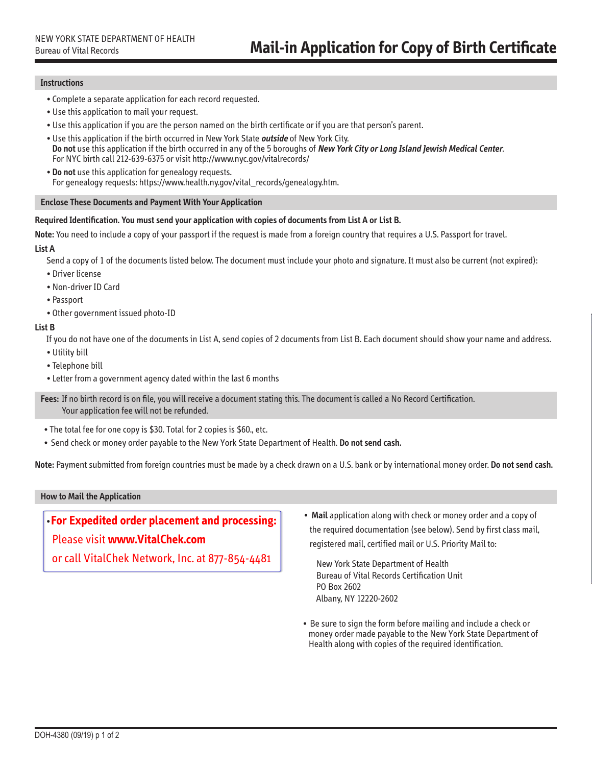NEW YORK STATE DEPARTMENT OF HEALTH
Bureau of Vital Records

# Mail-in Application for Copy of Birth Certificate

## Instructions

- Complete a separate application for each record requested.
- Use this application to mail your request.
- Use this application if you are the person named on the birth certificate or if you are that person's parent.
- Use this application if the birth occurred in New York State ***outside*** of New York City.
  **Do not** use this application if the birth occurred in any of the 5 boroughs of ***New York City or Long Island Jewish Medical Center***.
  For NYC birth call 212-639-6375 or visit http://www.nyc.gov/vitalrecords/
- **Do not** use this application for genealogy requests.
  For genealogy requests: https://www.health.ny.gov/vital_records/genealogy.htm.

## Enclose These Documents and Payment With Your Application

**Required Identification. You must send your application with copies of documents from List A or List B.**

**Note:** You need to include a copy of your passport if the request is made from a foreign country that requires a U.S. Passport for travel.

**List A**

Send a copy of 1 of the documents listed below. The document must include your photo and signature. It must also be current (not expired):

- Driver license
- Non-driver ID Card
- Passport
- Other government issued photo-ID

**List B**

If you do not have one of the documents in List A, send copies of 2 documents from List B. Each document should show your name and address.

- Utility bill
- Telephone bill
- Letter from a government agency dated within the last 6 months

**Fees:** If no birth record is on file, you will receive a document stating this. The document is called a No Record Certification. Your application fee will not be refunded.

- The total fee for one copy is $30. Total for 2 copies is $60., etc.
- Send check or money order payable to the New York State Department of Health. **Do not send cash.**

**Note:** Payment submitted from foreign countries must be made by a check drawn on a U.S. bank or by international money order. **Do not send cash.**

## How to Mail the Application

- **For Expedited order placement and processing:**
  Please visit **www.VitalChek.com**
  or call VitalChek Network, Inc. at 877-854-4481

- **Mail** application along with check or money order and a copy of the required documentation (see below). Send by first class mail, registered mail, certified mail or U.S. Priority Mail to:

  New York State Department of Health
  Bureau of Vital Records Certification Unit
  PO Box 2602
  Albany, NY 12220-2602

- Be sure to sign the form before mailing and include a check or money order made payable to the New York State Department of Health along with copies of the required identification.

DOH-4380 (09/19)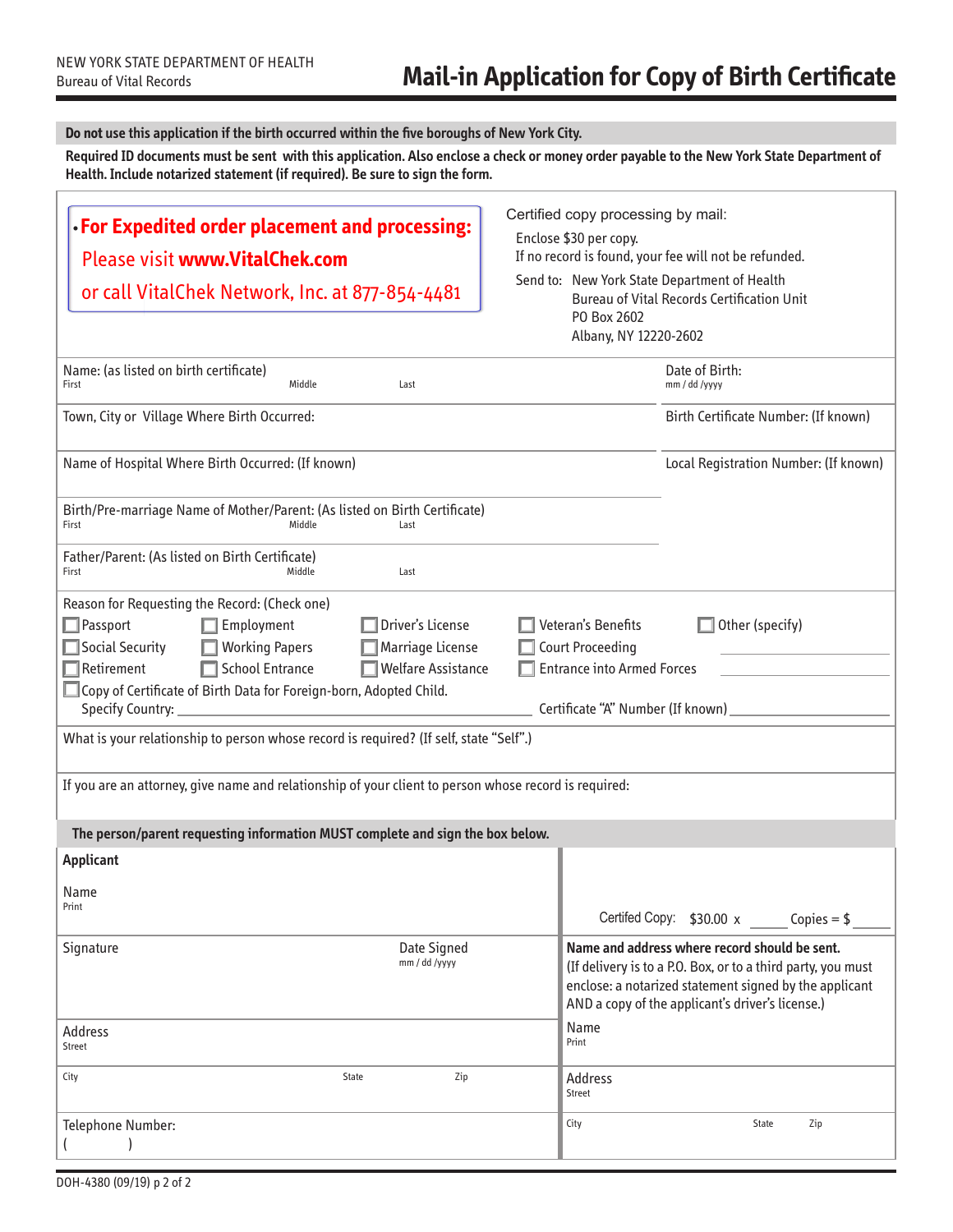NEW YORK STATE DEPARTMENT OF HEALTH
Bureau of Vital Records

# Mail-in Application for Copy of Birth Certificate

**Do not use this application if the birth occurred within the five boroughs of New York City.**

**Required ID documents must be sent with this application. Also enclose a check or money order payable to the New York State Department of Health. Include notarized statement (if required). Be sure to sign the form.**

- **For Expedited order placement and processing:**
  Please visit **www.VitalChek.com**
  or call VitalChek Network, Inc. at 877-854-4481

Certified copy processing by mail:

Enclose $30 per copy.
If no record is found, your fee will not be refunded.

Send to: New York State Department of Health
Bureau of Vital Records Certification Unit
PO Box 2602
Albany, NY 12220-2602

| | |
|---|---|
| Name: (as listed on birth certificate) First / Middle / Last | Date of Birth: mm / dd /yyyy |
| Town, City or Village Where Birth Occurred: | Birth Certificate Number: (If known) |
| Name of Hospital Where Birth Occurred: (If known) | Local Registration Number: (If known) |
| Birth/Pre-marriage Name of Mother/Parent: (As listed on Birth Certificate) First / Middle / Last | |
| Father/Parent: (As listed on Birth Certificate) First / Middle / Last | |

Reason for Requesting the Record: (Check one)

- ☐ Passport
- ☐ Employment
- ☐ Driver's License
- ☐ Veteran's Benefits
- ☐ Other (specify) ____________
- ☐ Social Security
- ☐ Working Papers
- ☐ Marriage License
- ☐ Court Proceeding
- ☐ Retirement
- ☐ School Entrance
- ☐ Welfare Assistance
- ☐ Entrance into Armed Forces
- ☐ Copy of Certificate of Birth Data for Foreign-born, Adopted Child.
  Specify Country: ____________ Certificate "A" Number (If known) ____________

What is your relationship to person whose record is required? (If self, state "Self".)

If you are an attorney, give name and relationship of your client to person whose record is required:

**The person/parent requesting information MUST complete and sign the box below.**

| | |
|---|---|
| **Applicant** Name (Print) | Certifed Copy: $30.00 x _____ Copies = $ _____ |
| Signature / Date Signed mm / dd /yyyy | **Name and address where record should be sent.** (If delivery is to a P.O. Box, or to a third party, you must enclose: a notarized statement signed by the applicant AND a copy of the applicant's driver's license.) Name (Print) |
| Address Street | Address Street |
| City / State / Zip | City / State / Zip |
| Telephone Number: ( ) | |

DOH-4380 (09/19) p 2 of 2